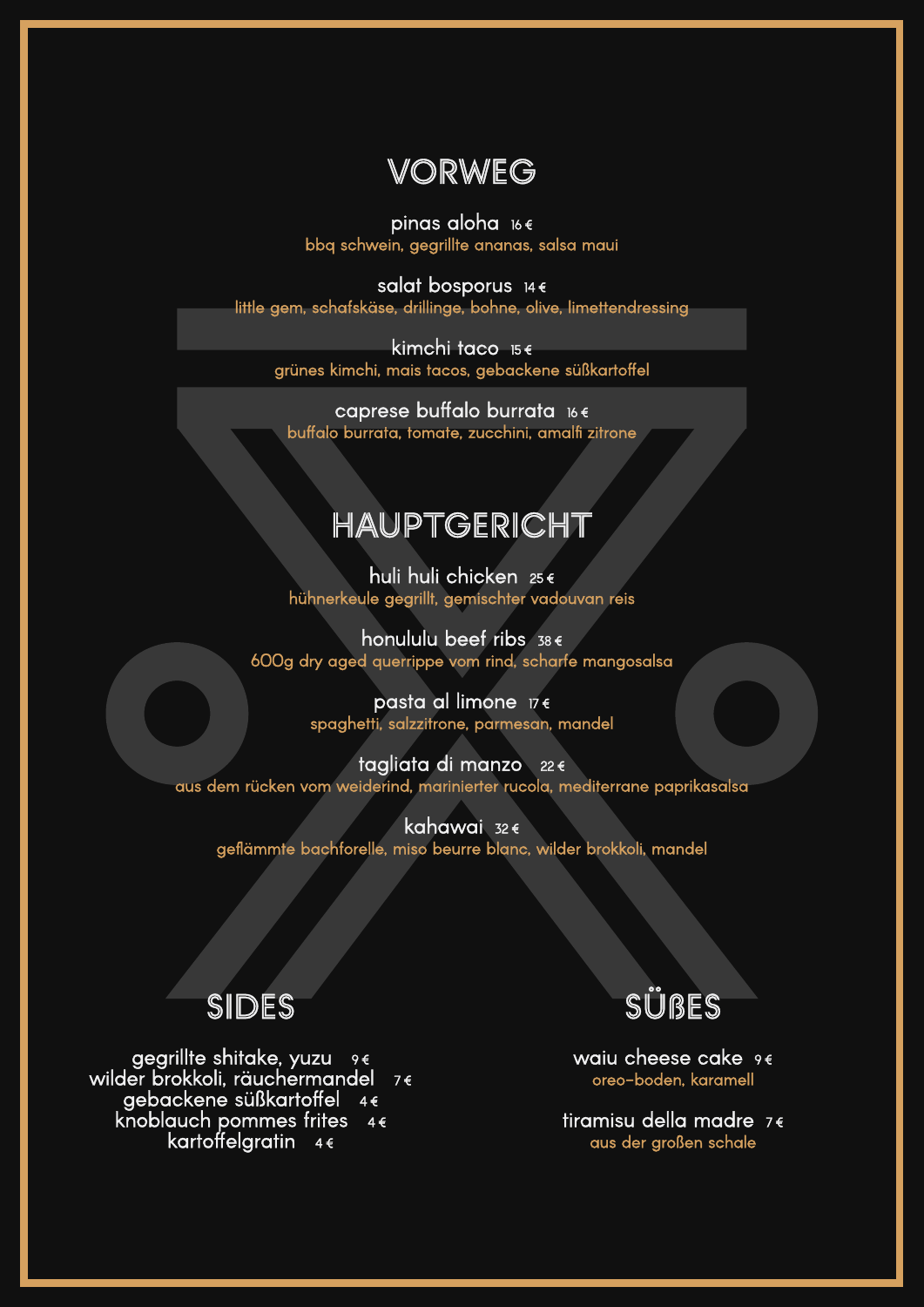# VORWEG

**pinas aloha** 16 €
bbq schwein, gegrillte ananas, salsa maui

**salat bosporus** 14 €
little gem, schafskäse, drillinge, bohne, olive, limettendressing

**kimchi taco** 15 €
grünes kimchi, mais tacos, gebackene süßkartoffel

**caprese buffalo burrata** 16 €
buffalo burrata, tomate, zucchini, amalfi zitrone

# HAUPTGERICHT

**huli huli chicken** 25 €
hühnerkeule gegrillt, gemischter vadouvan reis

**honolulu beef ribs** 38 €
600g dry aged querrippe vom rind, scharfe mangosalsa

**pasta al limone** 17 €
spaghetti, salzzitrone, parmesan, mandel

**tagliata di manzo** 22 €
aus dem rücken vom weiderind, marinierter rucola, mediterrane paprikasalsa

**kahawai** 32 €
geflämmte bachforelle, miso beurre blanc, wilder brokkoli, mandel

# SIDES

gegrillte shitake, yuzu 9 €
wilder brokkoli, räuchermandel 7 €
gebackene süßkartoffel 4 €
knoblauch pommes frites 4 €
kartoffelgratin 4 €

# SÜẞES

**waiu cheese cake** 9 €
oreo-boden, karamell

**tiramisu della madre** 7 €
aus der großen schale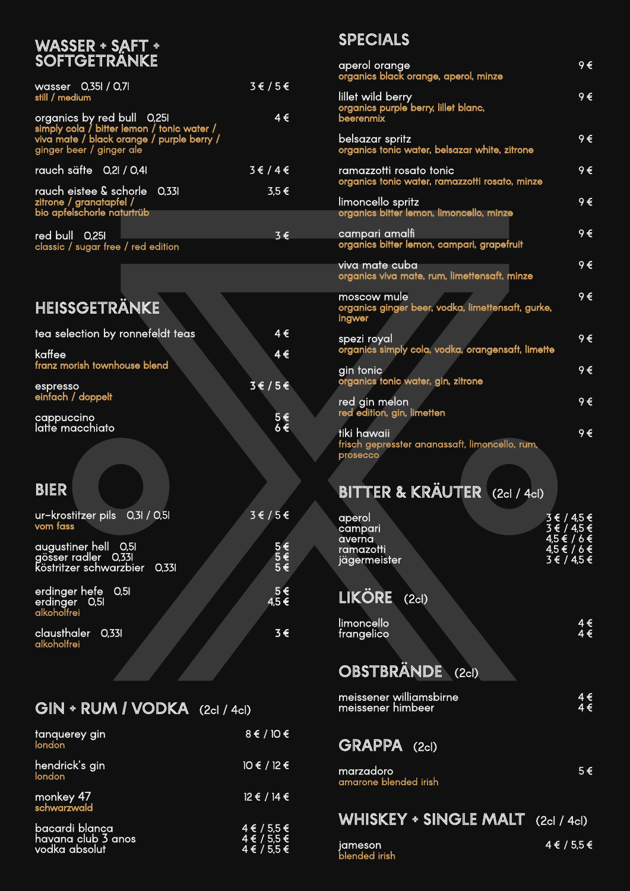## WASSER + SAFT + SOFTGETRÄNKE

wasser 0,35l / 0,7l — 3 € / 5 €
still / medium

organics by red bull 0,25l — 4 €
simply cola / bitter lemon / tonic water / viva mate / black orange / purple berry / ginger beer / ginger ale

rauch säfte 0,2l / 0,4l — 3 € / 4 €

rauch eistee & schorle 0,33l — 3,5 €
zitrone / granatapfel / bio apfelschorle naturtrüb

red bull 0,25l — 3 €
classic / sugar free / red edition

## HEISSGETRÄNKE

tea selection by ronnefeldt teas — 4 €

kaffee — 4 €
franz morish townhouse blend

espresso — 3 € / 5 €
einfach / doppelt

cappuccino — 5 €
latte macchiato — 6 €

## BIER

ur-krostitzer pils 0,3l / 0,5l — 3 € / 5 €
vom fass

augustiner hell 0,5l — 5 €
gösser radler 0,33l — 5 €
köstritzer schwarzbier 0,33l — 5 €

erdinger hefe 0,5l — 5 €
erdinger 0,5l — 4,5 €
alkoholfrei

clausthaler 0,33l — 3 €
alkoholfrei

## GIN + RUM / VODKA (2cl / 4cl)

tanquerey gin — 8 € / 10 €
london

hendrick's gin — 10 € / 12 €
london

monkey 47 — 12 € / 14 €
schwarzwald

bacardi blanca — 4 € / 5,5 €
havana club 3 anos — 4 € / 5,5 €
vodka absolut — 4 € / 5,5 €

## SPECIALS

aperol orange — 9 €
organics black orange, aperol, minze

lillet wild berry — 9 €
organics purple berry, lillet blanc, beerenmix

belsazar spritz — 9 €
organics tonic water, belsazar white, zitrone

ramazzotti rosato tonic — 9 €
organics tonic water, ramazzotti rosato, minze

limoncello spritz — 9 €
organics bitter lemon, limoncello, minze

campari amalfi — 9 €
organics bitter lemon, campari, grapefruit

viva mate cuba — 9 €
organics viva mate, rum, limettensaft, minze

moscow mule — 9 €
organics ginger beer, vodka, limettensaft, gurke, ingwer

spezi royal — 9 €
organics simply cola, vodka, orangensaft, limette

gin tonic — 9 €
organics tonic water, gin, zitrone

red gin melon — 9 €
red edition, gin, limetten

tiki hawaii — 9 €
frisch gepresster ananassaft, limoncello, rum, prosecco

## BITTER & KRÄUTER (2cl / 4cl)

aperol — 3 € / 4,5 €
campari — 3 € / 4,5 €
averna — 4,5 € / 6 €
ramazotti — 4,5 € / 6 €
jägermeister — 3 € / 4,5 €

## LIKÖRE (2cl)

limoncello — 4 €
frangelico — 4 €

## OBSTBRÄNDE (2cl)

meissener williamsbirne — 4 €
meissener himbeer — 4 €

## GRAPPA (2cl)

marzadoro — 5 €
amarone blended irish

## WHISKEY + SINGLE MALT (2cl / 4cl)

jameson — 4 € / 5,5 €
blended irish